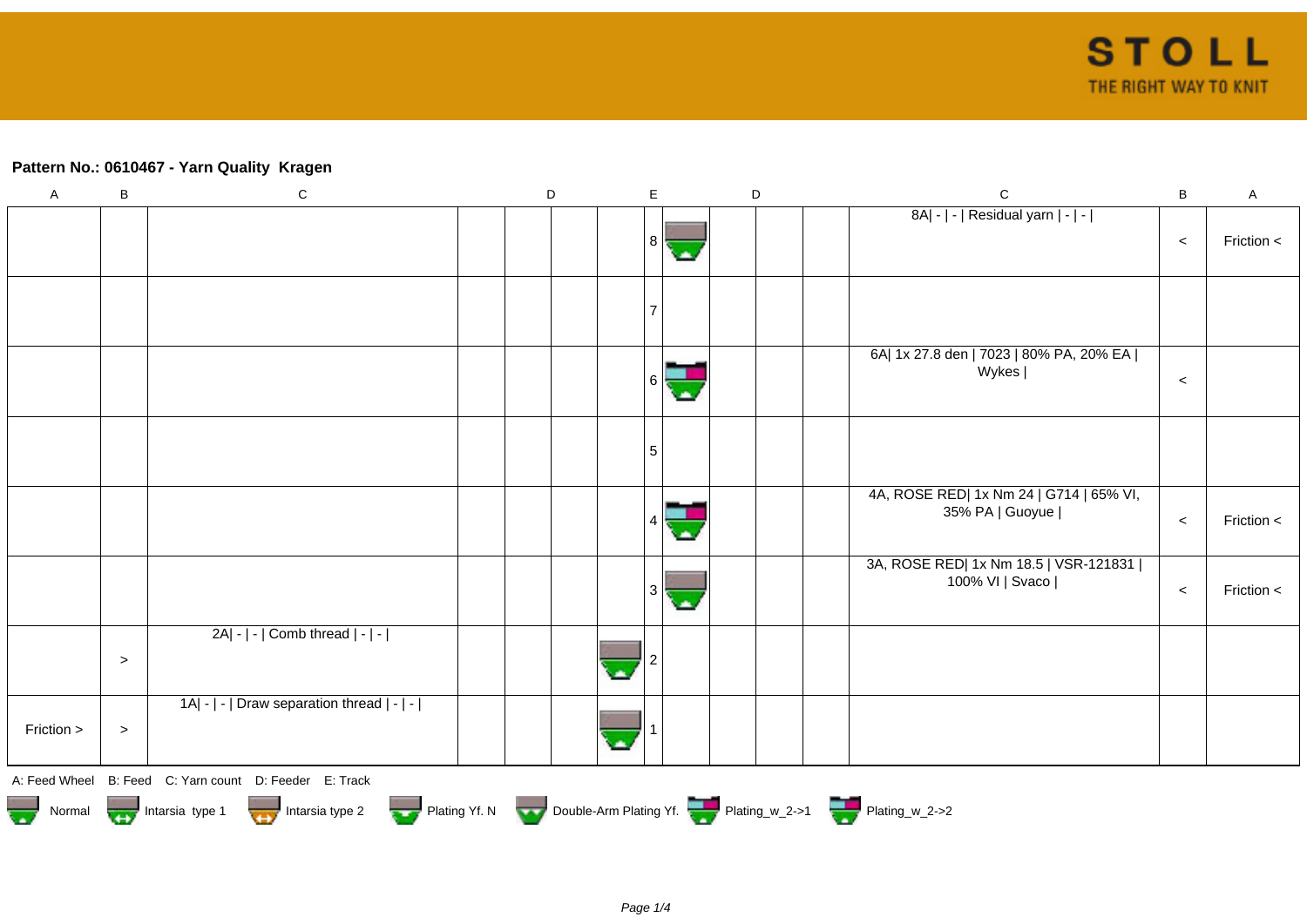**Pattern No.: 0610467 - Yarn Quality  Kragen**

| A | B | C | D | | | | E | | D | | | C | B | A |
|---|---|---|---|---|---|---|---|---|---|---|---|---|---|---|
| | | | | | | | 8 | | | | | 8A\| - \| - \| Residual yarn \| - \| - \| | < | Friction < |
| | | | | | | | 7 | | | | | | | |
| | | | | | | | 6 | | | | | 6A\| 1x 27.8 den \| 7023 \| 80% PA, 20% EA \| Wykes \| | < | |
| | | | | | | | 5 | | | | | | | |
| | | | | | | | 4 | | | | | 4A, ROSE RED\| 1x Nm 24 \| G714 \| 65% VI, 35% PA \| Guoyue \| | < | Friction < |
| | | | | | | | 3 | | | | | 3A, ROSE RED\| 1x Nm 18.5 \| VSR-121831 \| 100% VI \| Svaco \| | < | Friction < |
| | > | 2A\| - \| - \| Comb thread \| - \| - \| | | | | | 2 | | | | | | | |
| Friction > | > | 1A\| - \| - \| Draw separation thread \| - \| - \| | | | | | 1 | | | | | | | |

A: Feed Wheel B: Feed C: Yarn count D: Feeder E: Track

Normal   Intarsia type 1   Intarsia type 2   Plating Yf. N   Double-Arm Plating Yf.   Plating_w_2->1   Plating_w_2->2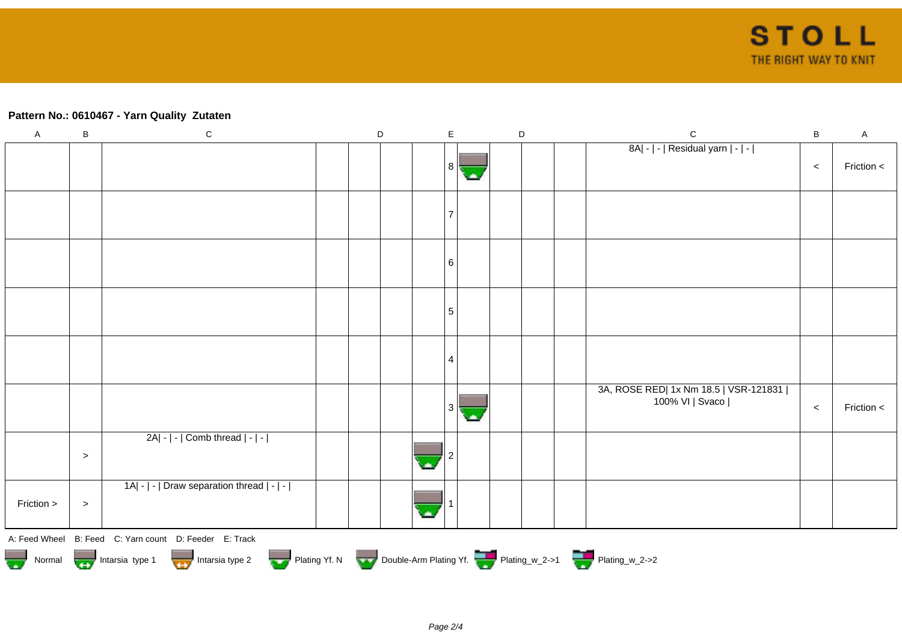**Pattern No.: 0610467 - Yarn Quality  Zutaten**

| A | B | C | D | D | D | D | E | D | D | D | D | C | B | A |
|---|---|---|---|---|---|---|---|---|---|---|---|---|---|---|
| | | | | | | | 8 | | | | | 8A\| - \| - \| Residual yarn \| - \| - \| | < | Friction < |
| | | | | | | | 7 | | | | | | | |
| | | | | | | | 6 | | | | | | | |
| | | | | | | | 5 | | | | | | | |
| | | | | | | | 4 | | | | | | | |
| | | | | | | | 3 | | | | | 3A, ROSE RED\| 1x Nm 18.5 \| VSR-121831 \| 100% VI \| Svaco \| | < | Friction < |
| | > | 2A\| - \| - \| Comb thread \| - \| - \| | | | | | 2 | | | | | | | |
| Friction > | > | 1A\| - \| - \| Draw separation thread \| - \| - \| | | | | | 1 | | | | | | | |

A: Feed Wheel   B: Feed   C: Yarn count   D: Feeder   E: Track

Normal   Intarsia type 1   Intarsia type 2   Plating Yf. N   Double-Arm Plating Yf.   Plating_w_2->1   Plating_w_2->2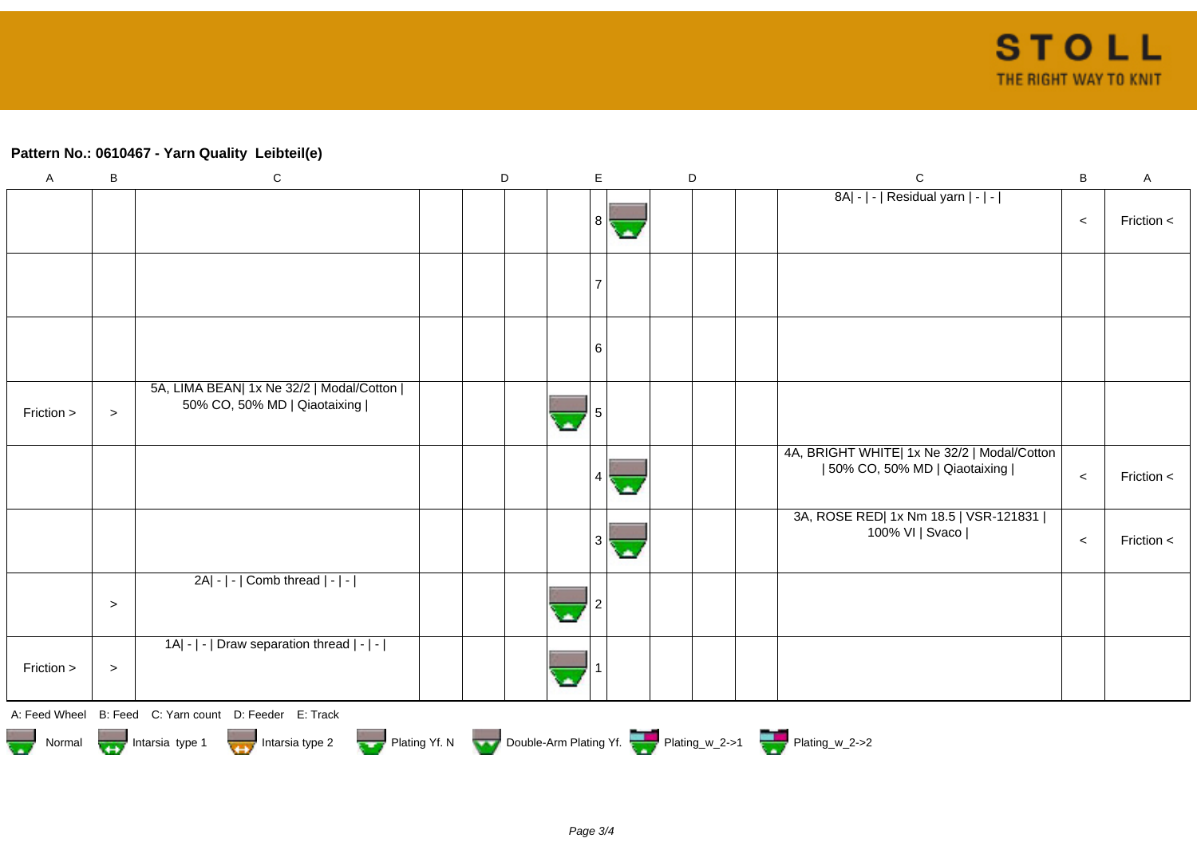**Pattern No.: 0610467 - Yarn Quality  Leibteil(e)**

| A | B | C | D | D | D | D | E | D | D | D | D | C | B | A |
|---|---|---|---|---|---|---|---|---|---|---|---|---|---|---|
| | | | | | | | 8 | | | | | 8A\| - \| - \| Residual yarn \| - \| - \| | < | Friction < |
| | | | | | | | 7 | | | | | | | |
| | | | | | | | 6 | | | | | | | |
| Friction > | > | 5A, LIMA BEAN\| 1x Ne 32/2 \| Modal/Cotton \| 50% CO, 50% MD \| Qiaotaixing \| | | | | | 5 | | | | | | | |
| | | | | | | | 4 | | | | | 4A, BRIGHT WHITE\| 1x Ne 32/2 \| Modal/Cotton \| 50% CO, 50% MD \| Qiaotaixing \| | < | Friction < |
| | | | | | | | 3 | | | | | 3A, ROSE RED\| 1x Nm 18.5 \| VSR-121831 \| 100% VI \| Svaco \| | < | Friction < |
| | > | 2A\| - \| - \| Comb thread \| - \| - \| | | | | | 2 | | | | | | | |
| Friction > | > | 1A\| - \| - \| Draw separation thread \| - \| - \| | | | | | 1 | | | | | | | |

A: Feed Wheel B: Feed C: Yarn count D: Feeder E: Track

Normal Intarsia type 1 Intarsia type 2 Plating Yf. N Double-Arm Plating Yf. Plating_w_2->1 Plating_w_2->2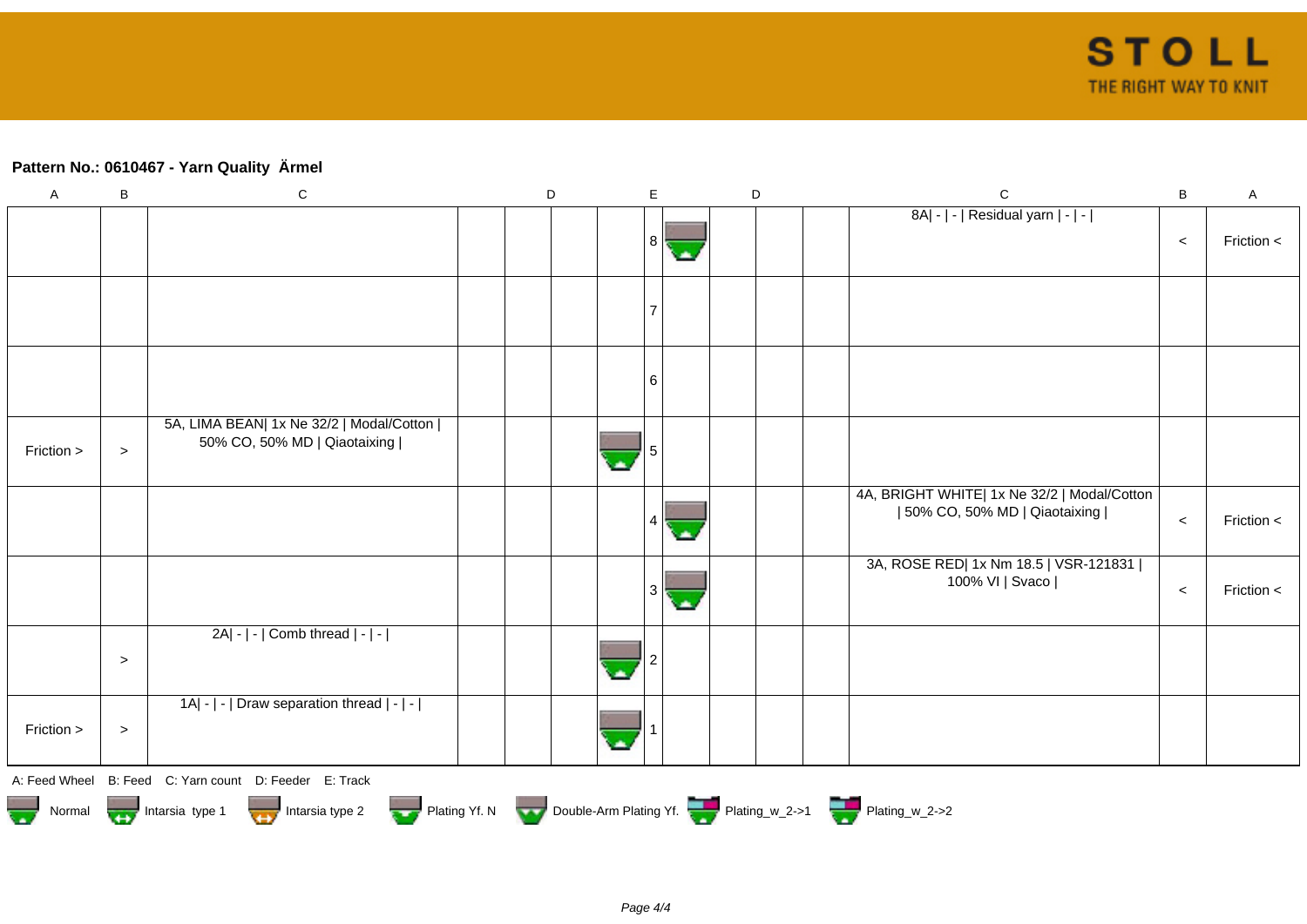**Pattern No.: 0610467 - Yarn Quality  Ärmel**

| A | B | C | | D | | | E | | | D | | C | B | A |
|---|---|---|---|---|---|---|---|---|---|---|---|---|---|---|
| | | | | | | | 8 | | | | | 8A\| - \| - \| Residual yarn \| - \| - \| | < | Friction < |
| | | | | | | | 7 | | | | | | | |
| | | | | | | | 6 | | | | | | | |
| Friction > | > | 5A, LIMA BEAN\| 1x Ne 32/2 \| Modal/Cotton \| 50% CO, 50% MD \| Qiaotaixing \| | | | | | 5 | | | | | | | |
| | | | | | | | 4 | | | | | 4A, BRIGHT WHITE\| 1x Ne 32/2 \| Modal/Cotton \| 50% CO, 50% MD \| Qiaotaixing \| | < | Friction < |
| | | | | | | | 3 | | | | | 3A, ROSE RED\| 1x Nm 18.5 \| VSR-121831 \| 100% VI \| Svaco \| | < | Friction < |
| | > | 2A\| - \| - \| Comb thread \| - \| - \| | | | | | 2 | | | | | | | |
| Friction > | > | 1A\| - \| - \| Draw separation thread \| - \| - \| | | | | | 1 | | | | | | | |

A: Feed Wheel   B: Feed   C: Yarn count   D: Feeder   E: Track

Normal   Intarsia type 1   Intarsia type 2   Plating Yf. N   Double-Arm Plating Yf.   Plating_w_2->1   Plating_w_2->2